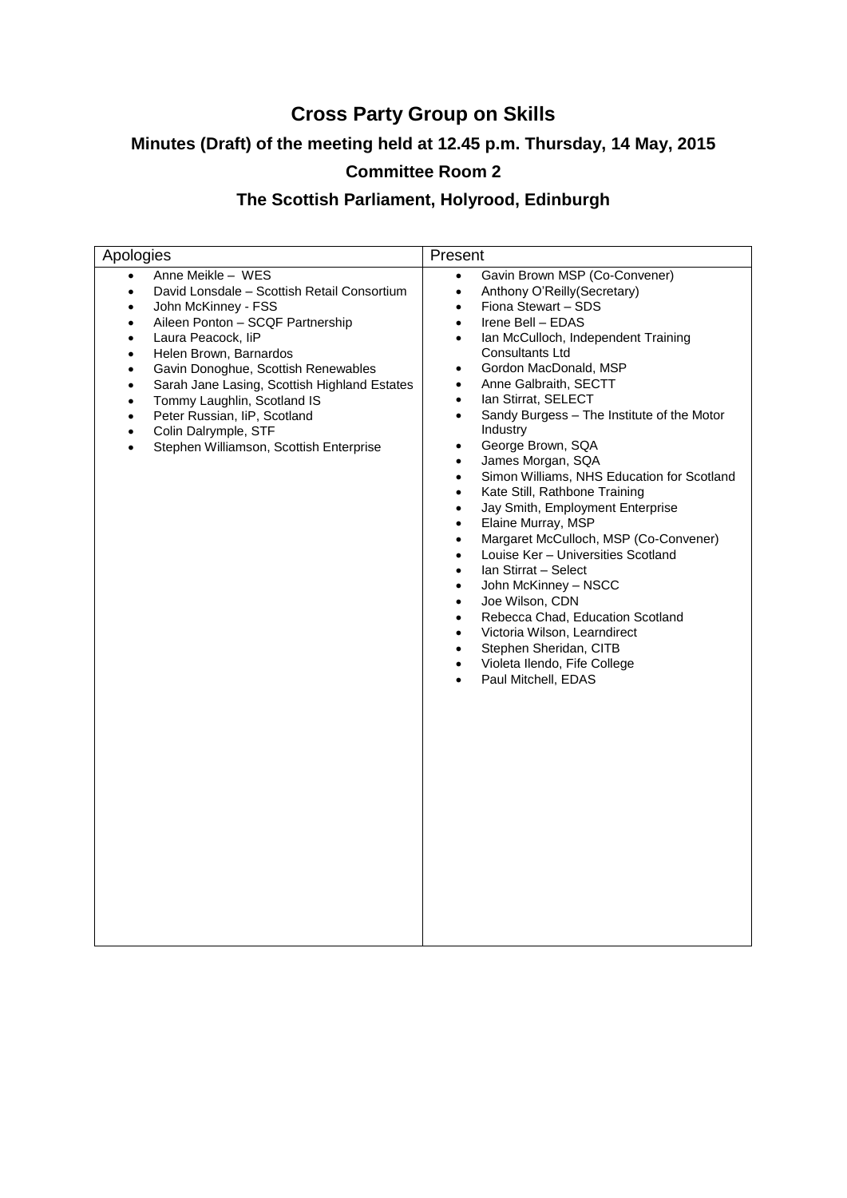# Cross Party Group on Skills

## Minutes (Draft) of the meeting held at 12.45 p.m. Thursday, 14 May, 2015

## Committee Room 2

## The Scottish Parliament, Holyrood, Edinburgh

| Apologies | Present |
| --- | --- |
| • Anne Meikle – WES<br>• David Lonsdale – Scottish Retail Consortium<br>• John McKinney - FSS<br>• Aileen Ponton – SCQF Partnership<br>• Laura Peacock, IiP<br>• Helen Brown, Barnardos<br>• Gavin Donoghue, Scottish Renewables<br>• Sarah Jane Lasing, Scottish Highland Estates<br>• Tommy Laughlin, Scotland IS<br>• Peter Russian, IiP, Scotland<br>• Colin Dalrymple, STF<br>• Stephen Williamson, Scottish Enterprise | • Gavin Brown MSP (Co-Convener)<br>• Anthony O'Reilly(Secretary)<br>• Fiona Stewart – SDS<br>• Irene Bell – EDAS<br>• Ian McCulloch, Independent Training Consultants Ltd<br>• Gordon MacDonald, MSP<br>• Anne Galbraith, SECTT<br>• Ian Stirrat, SELECT<br>• Sandy Burgess – The Institute of the Motor Industry<br>• George Brown, SQA<br>• James Morgan, SQA<br>• Simon Williams, NHS Education for Scotland<br>• Kate Still, Rathbone Training<br>• Jay Smith, Employment Enterprise<br>• Elaine Murray, MSP<br>• Margaret McCulloch, MSP (Co-Convener)<br>• Louise Ker – Universities Scotland<br>• Ian Stirrat – Select<br>• John McKinney – NSCC<br>• Joe Wilson, CDN<br>• Rebecca Chad, Education Scotland<br>• Victoria Wilson, Learndirect<br>• Stephen Sheridan, CITB<br>• Violeta Ilendo, Fife College<br>• Paul Mitchell, EDAS |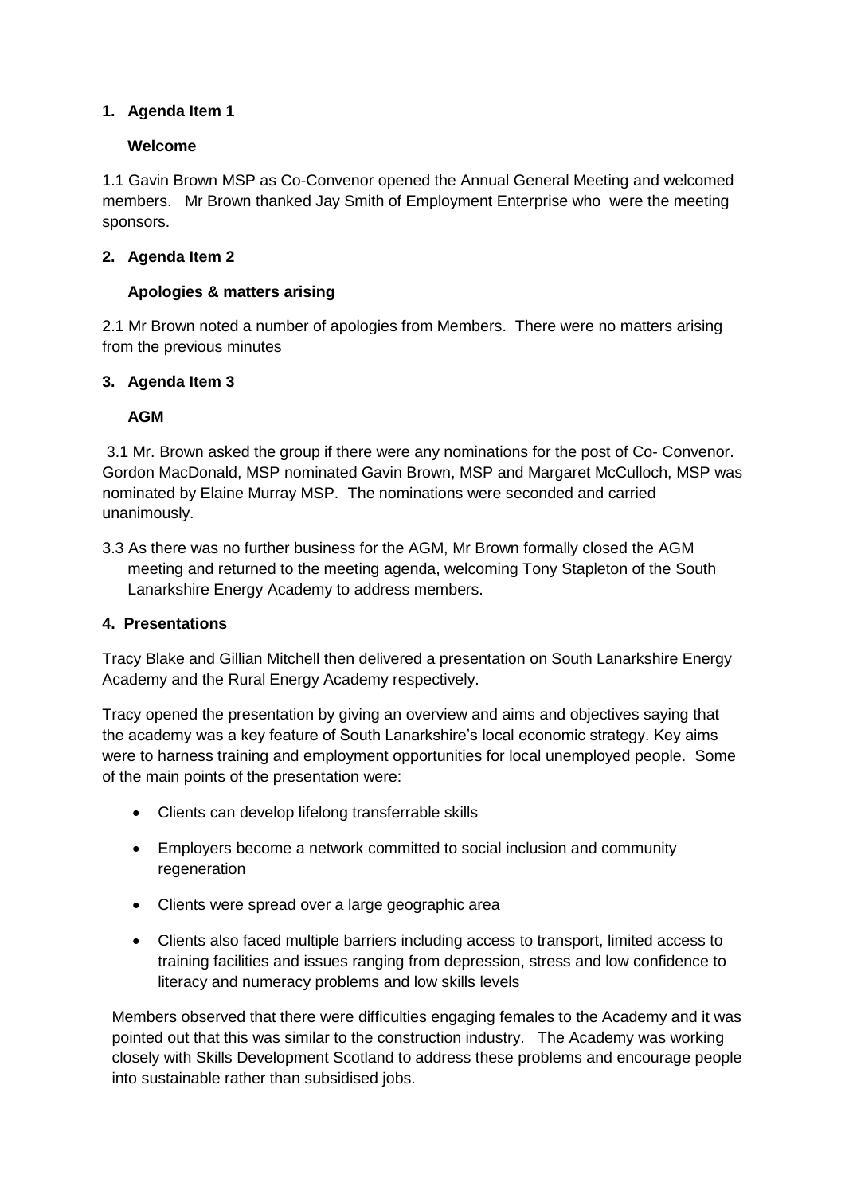1. **Agenda Item 1**

   **Welcome**

1.1 Gavin Brown MSP as Co-Convenor opened the Annual General Meeting and welcomed members. Mr Brown thanked Jay Smith of Employment Enterprise who were the meeting sponsors.

2. **Agenda Item 2**

   **Apologies & matters arising**

2.1 Mr Brown noted a number of apologies from Members. There were no matters arising from the previous minutes

3. **Agenda Item 3**

   **AGM**

3.1 Mr. Brown asked the group if there were any nominations for the post of Co- Convenor. Gordon MacDonald, MSP nominated Gavin Brown, MSP and Margaret McCulloch, MSP was nominated by Elaine Murray MSP. The nominations were seconded and carried unanimously.

3.3 As there was no further business for the AGM, Mr Brown formally closed the AGM meeting and returned to the meeting agenda, welcoming Tony Stapleton of the South Lanarkshire Energy Academy to address members.

4. **Presentations**

Tracy Blake and Gillian Mitchell then delivered a presentation on South Lanarkshire Energy Academy and the Rural Energy Academy respectively.

Tracy opened the presentation by giving an overview and aims and objectives saying that the academy was a key feature of South Lanarkshire's local economic strategy. Key aims were to harness training and employment opportunities for local unemployed people. Some of the main points of the presentation were:

- Clients can develop lifelong transferrable skills
- Employers become a network committed to social inclusion and community regeneration
- Clients were spread over a large geographic area
- Clients also faced multiple barriers including access to transport, limited access to training facilities and issues ranging from depression, stress and low confidence to literacy and numeracy problems and low skills levels

Members observed that there were difficulties engaging females to the Academy and it was pointed out that this was similar to the construction industry. The Academy was working closely with Skills Development Scotland to address these problems and encourage people into sustainable rather than subsidised jobs.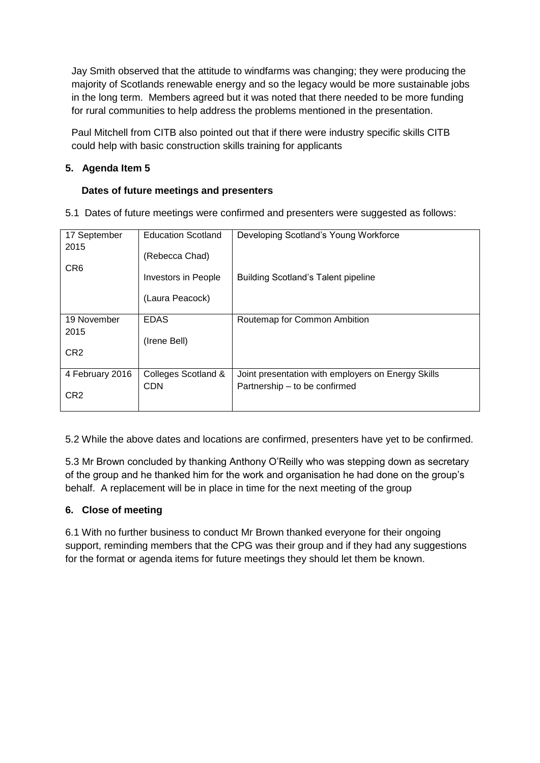Jay Smith observed that the attitude to windfarms was changing; they were producing the majority of Scotlands renewable energy and so the legacy would be more sustainable jobs in the long term. Members agreed but it was noted that there needed to be more funding for rural communities to help address the problems mentioned in the presentation.

Paul Mitchell from CITB also pointed out that if there were industry specific skills CITB could help with basic construction skills training for applicants

## 5. Agenda Item 5

### Dates of future meetings and presenters

5.1 Dates of future meetings were confirmed and presenters were suggested as follows:

| | | |
|---|---|---|
| 17 September 2015<br><br>CR6 | Education Scotland<br><br>(Rebecca Chad)<br><br>Investors in People<br><br>(Laura Peacock) | Developing Scotland's Young Workforce<br><br><br><br>Building Scotland's Talent pipeline |
| 19 November 2015<br><br>CR2 | EDAS<br><br>(Irene Bell) | Routemap for Common Ambition |
| 4 February 2016<br><br>CR2 | Colleges Scotland & CDN | Joint presentation with employers on Energy Skills Partnership – to be confirmed |

5.2 While the above dates and locations are confirmed, presenters have yet to be confirmed.

5.3 Mr Brown concluded by thanking Anthony O'Reilly who was stepping down as secretary of the group and he thanked him for the work and organisation he had done on the group's behalf. A replacement will be in place in time for the next meeting of the group

## 6. Close of meeting

6.1 With no further business to conduct Mr Brown thanked everyone for their ongoing support, reminding members that the CPG was their group and if they had any suggestions for the format or agenda items for future meetings they should let them be known.